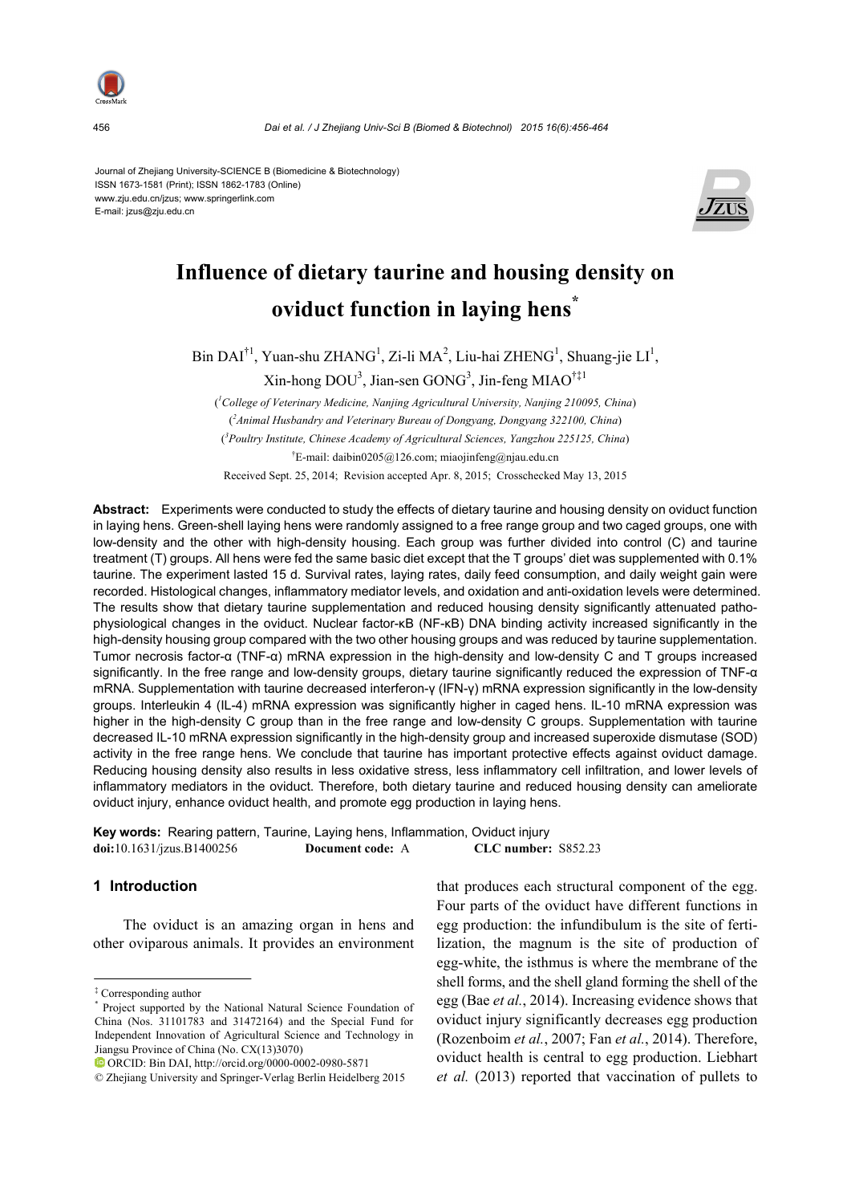Journal of Zhejiang University-SCIENCE B (Biomedicine & Biotechnology)
ISSN 1673-1581 (Print); ISSN 1862-1783 (Online)
www.zju.edu.cn/jzus; www.springerlink.com
E-mail: jzus@zju.edu.cn

# Influence of dietary taurine and housing density on oviduct function in laying hens*

Bin DAI[†1], Yuan-shu ZHANG[1], Zi-li MA[2], Liu-hai ZHENG[1], Shuang-jie LI[1], Xin-hong DOU[3], Jian-sen GONG[3], Jin-feng MIAO[†‡1]

([1]College of Veterinary Medicine, Nanjing Agricultural University, Nanjing 210095, China)
([2]Animal Husbandry and Veterinary Bureau of Dongyang, Dongyang 322100, China)
([3]Poultry Institute, Chinese Academy of Agricultural Sciences, Yangzhou 225125, China)
[†]E-mail: daibin0205@126.com; miaojinfeng@njau.edu.cn

Received Sept. 25, 2014; Revision accepted Apr. 8, 2015; Crosschecked May 13, 2015

**Abstract:** Experiments were conducted to study the effects of dietary taurine and housing density on oviduct function in laying hens. Green-shell laying hens were randomly assigned to a free range group and two caged groups, one with low-density and the other with high-density housing. Each group was further divided into control (C) and taurine treatment (T) groups. All hens were fed the same basic diet except that the T groups' diet was supplemented with 0.1% taurine. The experiment lasted 15 d. Survival rates, laying rates, daily feed consumption, and daily weight gain were recorded. Histological changes, inflammatory mediator levels, and oxidation and anti-oxidation levels were determined. The results show that dietary taurine supplementation and reduced housing density significantly attenuated patho-physiological changes in the oviduct. Nuclear factor-κB (NF-κB) DNA binding activity increased significantly in the high-density housing group compared with the two other housing groups and was reduced by taurine supplementation. Tumor necrosis factor-α (TNF-α) mRNA expression in the high-density and low-density C and T groups increased significantly. In the free range and low-density groups, dietary taurine significantly reduced the expression of TNF-α mRNA. Supplementation with taurine decreased interferon-γ (IFN-γ) mRNA expression significantly in the low-density groups. Interleukin 4 (IL-4) mRNA expression was significantly higher in caged hens. IL-10 mRNA expression was higher in the high-density C group than in the free range and low-density C groups. Supplementation with taurine decreased IL-10 mRNA expression significantly in the high-density group and increased superoxide dismutase (SOD) activity in the free range hens. We conclude that taurine has important protective effects against oviduct damage. Reducing housing density also results in less oxidative stress, less inflammatory cell infiltration, and lower levels of inflammatory mediators in the oviduct. Therefore, both dietary taurine and reduced housing density can ameliorate oviduct injury, enhance oviduct health, and promote egg production in laying hens.

**Key words:** Rearing pattern, Taurine, Laying hens, Inflammation, Oviduct injury
**doi:**10.1631/jzus.B1400256 **Document code:** A **CLC number:** S852.23

## 1 Introduction

The oviduct is an amazing organ in hens and other oviparous animals. It provides an environment that produces each structural component of the egg. Four parts of the oviduct have different functions in egg production: the infundibulum is the site of fertilization, the magnum is the site of production of egg-white, the isthmus is where the membrane of the shell forms, and the shell gland forming the shell of the egg (Bae *et al.*, 2014). Increasing evidence shows that oviduct injury significantly decreases egg production (Rozenboim *et al.*, 2007; Fan *et al.*, 2014). Therefore, oviduct health is central to egg production. Liebhart *et al.* (2013) reported that vaccination of pullets to

---

‡ Corresponding author

\* Project supported by the National Natural Science Foundation of China (Nos. 31101783 and 31472164) and the Special Fund for Independent Innovation of Agricultural Science and Technology in Jiangsu Province of China (No. CX(13)3070)

ORCID: Bin DAI, http://orcid.org/0000-0002-0980-5871

© Zhejiang University and Springer-Verlag Berlin Heidelberg 2015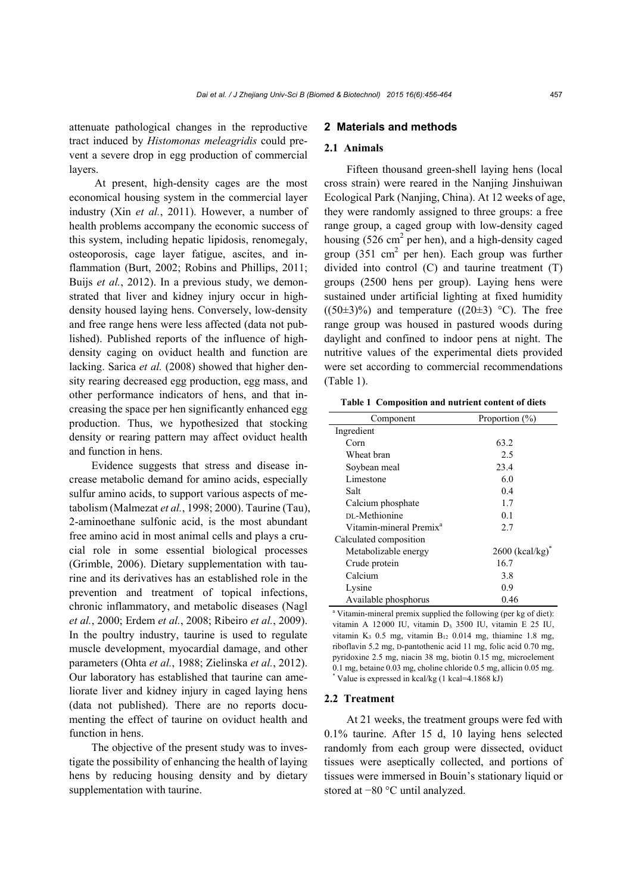attenuate pathological changes in the reproductive tract induced by *Histomonas meleagridis* could prevent a severe drop in egg production of commercial layers.

At present, high-density cages are the most economical housing system in the commercial layer industry (Xin *et al.*, 2011). However, a number of health problems accompany the economic success of this system, including hepatic lipidosis, renomegaly, osteoporosis, cage layer fatigue, ascites, and inflammation (Burt, 2002; Robins and Phillips, 2011; Buijs *et al.*, 2012). In a previous study, we demonstrated that liver and kidney injury occur in high-density housed laying hens. Conversely, low-density and free range hens were less affected (data not published). Published reports of the influence of high-density caging on oviduct health and function are lacking. Sarica *et al.* (2008) showed that higher density rearing decreased egg production, egg mass, and other performance indicators of hens, and that increasing the space per hen significantly enhanced egg production. Thus, we hypothesized that stocking density or rearing pattern may affect oviduct health and function in hens.

Evidence suggests that stress and disease increase metabolic demand for amino acids, especially sulfur amino acids, to support various aspects of metabolism (Malmezat *et al.*, 1998; 2000). Taurine (Tau), 2-aminoethane sulfonic acid, is the most abundant free amino acid in most animal cells and plays a crucial role in some essential biological processes (Grimble, 2006). Dietary supplementation with taurine and its derivatives has an established role in the prevention and treatment of topical infections, chronic inflammatory, and metabolic diseases (Nagl *et al.*, 2000; Erdem *et al.*, 2008; Ribeiro *et al.*, 2009). In the poultry industry, taurine is used to regulate muscle development, myocardial damage, and other parameters (Ohta *et al.*, 1988; Zielinska *et al.*, 2012). Our laboratory has established that taurine can ameliorate liver and kidney injury in caged laying hens (data not published). There are no reports documenting the effect of taurine on oviduct health and function in hens.

The objective of the present study was to investigate the possibility of enhancing the health of laying hens by reducing housing density and by dietary supplementation with taurine.

## 2 Materials and methods

### 2.1 Animals

Fifteen thousand green-shell laying hens (local cross strain) were reared in the Nanjing Jinshuiwan Ecological Park (Nanjing, China). At 12 weeks of age, they were randomly assigned to three groups: a free range group, a caged group with low-density caged housing (526 $cm^2$ per hen), and a high-density caged group (351 $cm^2$ per hen). Each group was further divided into control (C) and taurine treatment (T) groups (2500 hens per group). Laying hens were sustained under artificial lighting at fixed humidity ((50±3)%) and temperature ((20±3) °C). The free range group was housed in pastured woods during daylight and confined to indoor pens at night. The nutritive values of the experimental diets provided were set according to commercial recommendations (Table 1).

**Table 1 Composition and nutrient content of diets**

| Component | Proportion (%) |
|---|---|
| Ingredient | |
| Corn | 63.2 |
| Wheat bran | 2.5 |
| Soybean meal | 23.4 |
| Limestone | 6.0 |
| Salt | 0.4 |
| Calcium phosphate | 1.7 |
| DL-Methionine | 0.1 |
| Vitamin-mineral Premix[a] | 2.7 |
| Calculated composition | |
| Metabolizable energy | 2600 (kcal/kg)[*] |
| Crude protein | 16.7 |
| Calcium | 3.8 |
| Lysine | 0.9 |
| Available phosphorus | 0.46 |

[a] Vitamin-mineral premix supplied the following (per kg of diet): vitamin A 12000 IU, vitamin $D_3$ 3500 IU, vitamin E 25 IU, vitamin $K_3$ 0.5 mg, vitamin $B_{12}$ 0.014 mg, thiamine 1.8 mg, riboflavin 5.2 mg, D-pantothenic acid 11 mg, folic acid 0.70 mg, pyridoxine 2.5 mg, niacin 38 mg, biotin 0.15 mg, microelement 0.1 mg, betaine 0.03 mg, choline chloride 0.5 mg, allicin 0.05 mg.
[*] Value is expressed in kcal/kg (1 kcal=4.1868 kJ)

### 2.2 Treatment

At 21 weeks, the treatment groups were fed with 0.1% taurine. After 15 d, 10 laying hens selected randomly from each group were dissected, oviduct tissues were aseptically collected, and portions of tissues were immersed in Bouin's stationary liquid or stored at −80 °C until analyzed.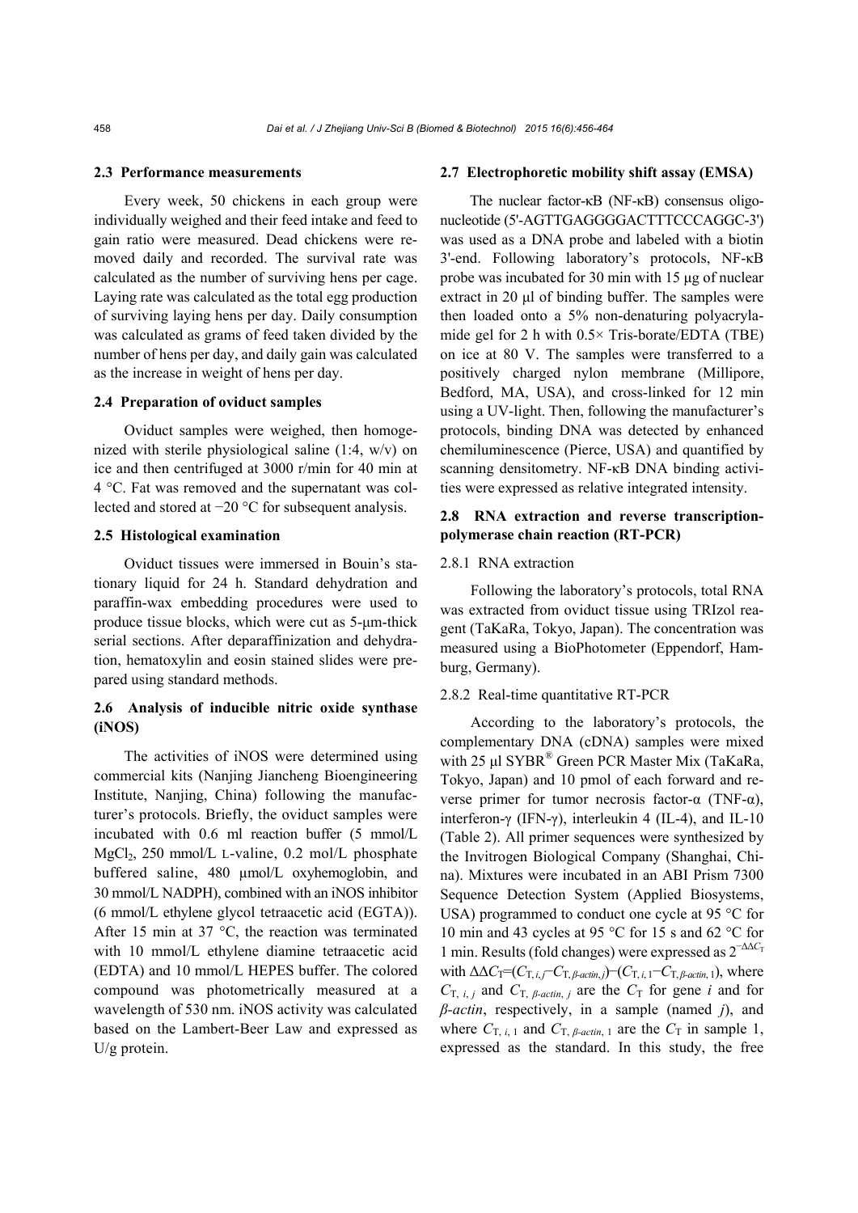### 2.3 Performance measurements

Every week, 50 chickens in each group were individually weighed and their feed intake and feed to gain ratio were measured. Dead chickens were removed daily and recorded. The survival rate was calculated as the number of surviving hens per cage. Laying rate was calculated as the total egg production of surviving laying hens per day. Daily consumption was calculated as grams of feed taken divided by the number of hens per day, and daily gain was calculated as the increase in weight of hens per day.

### 2.4 Preparation of oviduct samples

Oviduct samples were weighed, then homogenized with sterile physiological saline (1:4, w/v) on ice and then centrifuged at 3000 r/min for 40 min at 4 °C. Fat was removed and the supernatant was collected and stored at −20 °C for subsequent analysis.

### 2.5 Histological examination

Oviduct tissues were immersed in Bouin's stationary liquid for 24 h. Standard dehydration and paraffin-wax embedding procedures were used to produce tissue blocks, which were cut as 5-μm-thick serial sections. After deparaffinization and dehydration, hematoxylin and eosin stained slides were prepared using standard methods.

### 2.6 Analysis of inducible nitric oxide synthase (iNOS)

The activities of iNOS were determined using commercial kits (Nanjing Jiancheng Bioengineering Institute, Nanjing, China) following the manufacturer's protocols. Briefly, the oviduct samples were incubated with 0.6 ml reaction buffer (5 mmol/L $MgCl_2$, 250 mmol/L L-valine, 0.2 mol/L phosphate buffered saline, 480 μmol/L oxyhemoglobin, and 30 mmol/L NADPH), combined with an iNOS inhibitor (6 mmol/L ethylene glycol tetraacetic acid (EGTA)). After 15 min at 37 °C, the reaction was terminated with 10 mmol/L ethylene diamine tetraacetic acid (EDTA) and 10 mmol/L HEPES buffer. The colored compound was photometrically measured at a wavelength of 530 nm. iNOS activity was calculated based on the Lambert-Beer Law and expressed as U/g protein.

### 2.7 Electrophoretic mobility shift assay (EMSA)

The nuclear factor-κB (NF-κB) consensus oligonucleotide (5'-AGTTGAGGGGACTTTCCCAGGC-3') was used as a DNA probe and labeled with a biotin 3'-end. Following laboratory's protocols, NF-κB probe was incubated for 30 min with 15 μg of nuclear extract in 20 μl of binding buffer. The samples were then loaded onto a 5% non-denaturing polyacrylamide gel for 2 h with 0.5× Tris-borate/EDTA (TBE) on ice at 80 V. The samples were transferred to a positively charged nylon membrane (Millipore, Bedford, MA, USA), and cross-linked for 12 min using a UV-light. Then, following the manufacturer's protocols, binding DNA was detected by enhanced chemiluminescence (Pierce, USA) and quantified by scanning densitometry. NF-κB DNA binding activities were expressed as relative integrated intensity.

### 2.8 RNA extraction and reverse transcription-polymerase chain reaction (RT-PCR)

#### 2.8.1 RNA extraction

Following the laboratory's protocols, total RNA was extracted from oviduct tissue using TRIzol reagent (TaKaRa, Tokyo, Japan). The concentration was measured using a BioPhotometer (Eppendorf, Hamburg, Germany).

#### 2.8.2 Real-time quantitative RT-PCR

According to the laboratory's protocols, the complementary DNA (cDNA) samples were mixed with 25 μl SYBR® Green PCR Master Mix (TaKaRa, Tokyo, Japan) and 10 pmol of each forward and reverse primer for tumor necrosis factor-α (TNF-α), interferon-γ (IFN-γ), interleukin 4 (IL-4), and IL-10 (Table 2). All primer sequences were synthesized by the Invitrogen Biological Company (Shanghai, China). Mixtures were incubated in an ABI Prism 7300 Sequence Detection System (Applied Biosystems, USA) programmed to conduct one cycle at 95 °C for 10 min and 43 cycles at 95 °C for 15 s and 62 °C for 1 min. Results (fold changes) were expressed as $2^{-\Delta\Delta C_T}$ with $\Delta\Delta C_T=(C_{T,i,j}-C_{T,\beta\text{-}actin,j})-(C_{T,i,1}-C_{T,\beta\text{-}actin,1})$, where $C_{T,i,j}$ and $C_{T,\beta\text{-}actin,j}$ are the $C_T$ for gene *i* and for *β-actin*, respectively, in a sample (named *j*), and where $C_{T,i,1}$ and $C_{T,\beta\text{-}actin,1}$ are the $C_T$ in sample 1, expressed as the standard. In this study, the free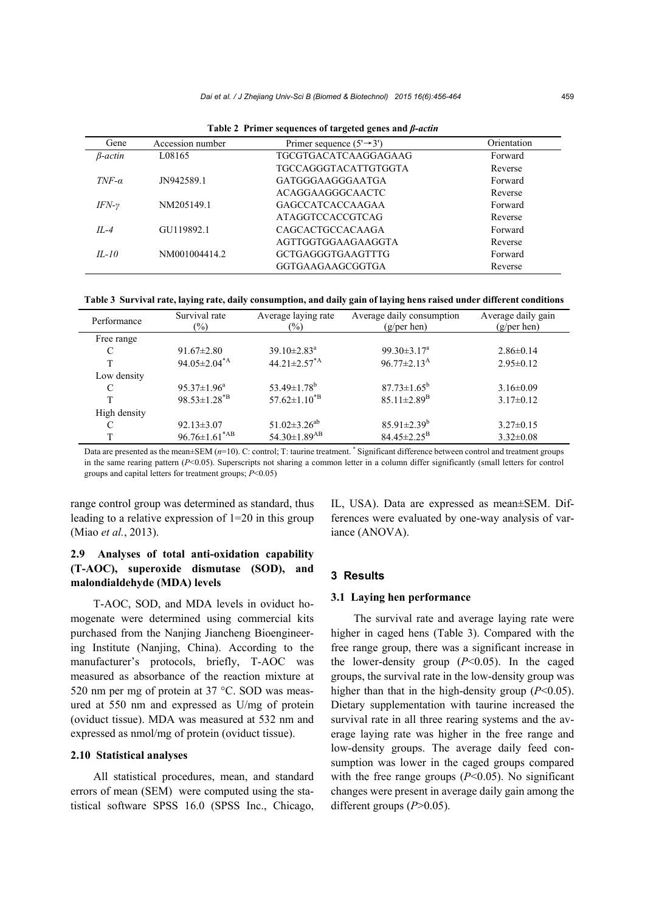**Table 2 Primer sequences of targeted genes and *β-actin***

| Gene | Accession number | Primer sequence (5'→3') | Orientation |
|---|---|---|---|
| *β-actin* | L08165 | TGCGTGACATCAAGGAGAAG | Forward |
| | | TGCCAGGGTACATTGTGGTA | Reverse |
| *TNF-α* | JN942589.1 | GATGGGAAGGGAATGA | Forward |
| | | ACAGGAAGGGCAACTC | Reverse |
| *IFN-γ* | NM205149.1 | GAGCCATCACCAAGAA | Forward |
| | | ATAGGTCCACCGTCAG | Reverse |
| *IL-4* | GU119892.1 | CAGCACTGCCACAAGA | Forward |
| | | AGTTGGTGGAAGAAGGTA | Reverse |
| *IL-10* | NM001004414.2 | GCTGAGGGTGAAGTTTG | Forward |
| | | GGTGAAGAAGCGGTGA | Reverse |

**Table 3 Survival rate, laying rate, daily consumption, and daily gain of laying hens raised under different conditions**

| Performance | Survival rate (%) | Average laying rate (%) | Average daily consumption (g/per hen) | Average daily gain (g/per hen) |
|---|---|---|---|---|
| Free range | | | | |
| C | 91.67±2.80 | 39.10±2.83$^{a}$ | 99.30±3.17$^{a}$ | 2.86±0.14 |
| T | 94.05±2.04$^{*A}$ | 44.21±2.57$^{*A}$ | 96.77±2.13$^{A}$ | 2.95±0.12 |
| Low density | | | | |
| C | 95.37±1.96$^{a}$ | 53.49±1.78$^{b}$ | 87.73±1.65$^{b}$ | 3.16±0.09 |
| T | 98.53±1.28$^{*B}$ | 57.62±1.10$^{*B}$ | 85.11±2.89$^{B}$ | 3.17±0.12 |
| High density | | | | |
| C | 92.13±3.07 | 51.02±3.26$^{ab}$ | 85.91±2.39$^{b}$ | 3.27±0.15 |
| T | 96.76±1.61$^{*AB}$ | 54.30±1.89$^{AB}$ | 84.45±2.25$^{B}$ | 3.32±0.08 |

Data are presented as the mean±SEM ($n$=10). C: control; T: taurine treatment. * Significant difference between control and treatment groups in the same rearing pattern ($P$<0.05). Superscripts not sharing a common letter in a column differ significantly (small letters for control groups and capital letters for treatment groups; $P$<0.05)

range control group was determined as standard, thus leading to a relative expression of 1=20 in this group (Miao *et al.*, 2013).

### 2.9 Analyses of total anti-oxidation capability (T-AOC), superoxide dismutase (SOD), and malondialdehyde (MDA) levels

T-AOC, SOD, and MDA levels in oviduct homogenate were determined using commercial kits purchased from the Nanjing Jiancheng Bioengineering Institute (Nanjing, China). According to the manufacturer's protocols, briefly, T-AOC was measured as absorbance of the reaction mixture at 520 nm per mg of protein at 37 °C. SOD was measured at 550 nm and expressed as U/mg of protein (oviduct tissue). MDA was measured at 532 nm and expressed as nmol/mg of protein (oviduct tissue).

### 2.10 Statistical analyses

All statistical procedures, mean, and standard errors of mean (SEM) were computed using the statistical software SPSS 16.0 (SPSS Inc., Chicago, IL, USA). Data are expressed as mean±SEM. Differences were evaluated by one-way analysis of variance (ANOVA).

## 3 Results

### 3.1 Laying hen performance

The survival rate and average laying rate were higher in caged hens (Table 3). Compared with the free range group, there was a significant increase in the lower-density group ($P$<0.05). In the caged groups, the survival rate in the low-density group was higher than that in the high-density group ($P$<0.05). Dietary supplementation with taurine increased the survival rate in all three rearing systems and the average laying rate was higher in the free range and low-density groups. The average daily feed consumption was lower in the caged groups compared with the free range groups ($P$<0.05). No significant changes were present in average daily gain among the different groups ($P$>0.05).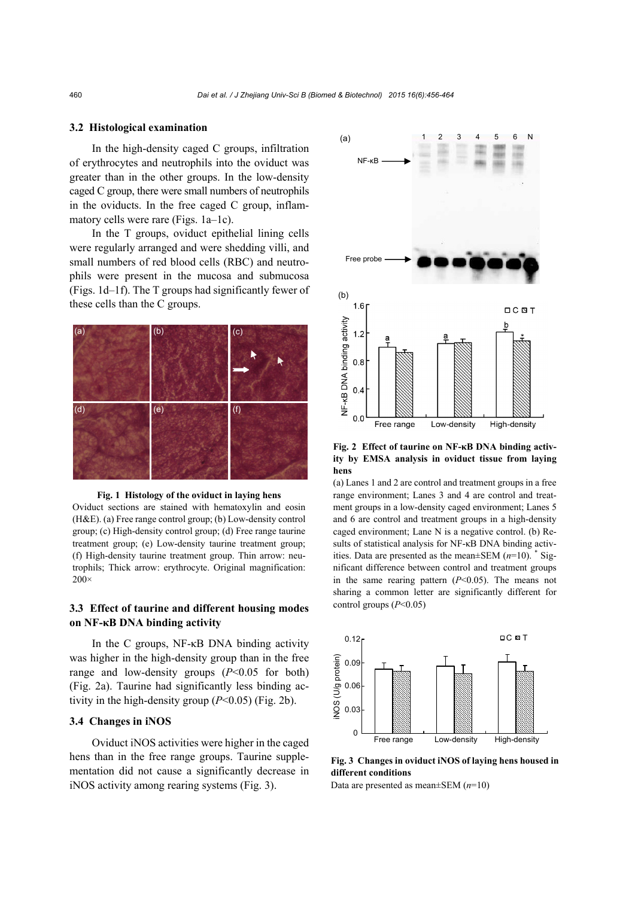### 3.2 Histological examination

In the high-density caged C groups, infiltration of erythrocytes and neutrophils into the oviduct was greater than in the other groups. In the low-density caged C group, there were small numbers of neutrophils in the oviducts. In the free caged C group, inflammatory cells were rare (Figs. 1a–1c).

In the T groups, oviduct epithelial lining cells were regularly arranged and were shedding villi, and small numbers of red blood cells (RBC) and neutrophils were present in the mucosa and submucosa (Figs. 1d–1f). The T groups had significantly fewer of these cells than the C groups.

**Fig. 1 Histology of the oviduct in laying hens**

Oviduct sections are stained with hematoxylin and eosin (H&E). (a) Free range control group; (b) Low-density control group; (c) High-density control group; (d) Free range taurine treatment group; (e) Low-density taurine treatment group; (f) High-density taurine treatment group. Thin arrow: neutrophils; Thick arrow: erythrocyte. Original magnification: 200×

### 3.3 Effect of taurine and different housing modes on NF-κB DNA binding activity

In the C groups, NF-κB DNA binding activity was higher in the high-density group than in the free range and low-density groups ($P<0.05$ for both) (Fig. 2a). Taurine had significantly less binding activity in the high-density group ($P<0.05$) (Fig. 2b).

### 3.4 Changes in iNOS

Oviduct iNOS activities were higher in the caged hens than in the free range groups. Taurine supplementation did not cause a significantly decrease in iNOS activity among rearing systems (Fig. 3).

**Fig. 2 Effect of taurine on NF-κB DNA binding activity by EMSA analysis in oviduct tissue from laying hens**

(a) Lanes 1 and 2 are control and treatment groups in a free range environment; Lanes 3 and 4 are control and treatment groups in a low-density caged environment; Lanes 5 and 6 are control and treatment groups in a high-density caged environment; Lane N is a negative control. (b) Results of statistical analysis for NF-κB DNA binding activities. Data are presented as the mean±SEM ($n$=10). * Significant difference between control and treatment groups in the same rearing pattern ($P<0.05$). The means not sharing a common letter are significantly different for control groups ($P<0.05$)

**Fig. 3 Changes in oviduct iNOS of laying hens housed in different conditions**

Data are presented as mean±SEM ($n$=10)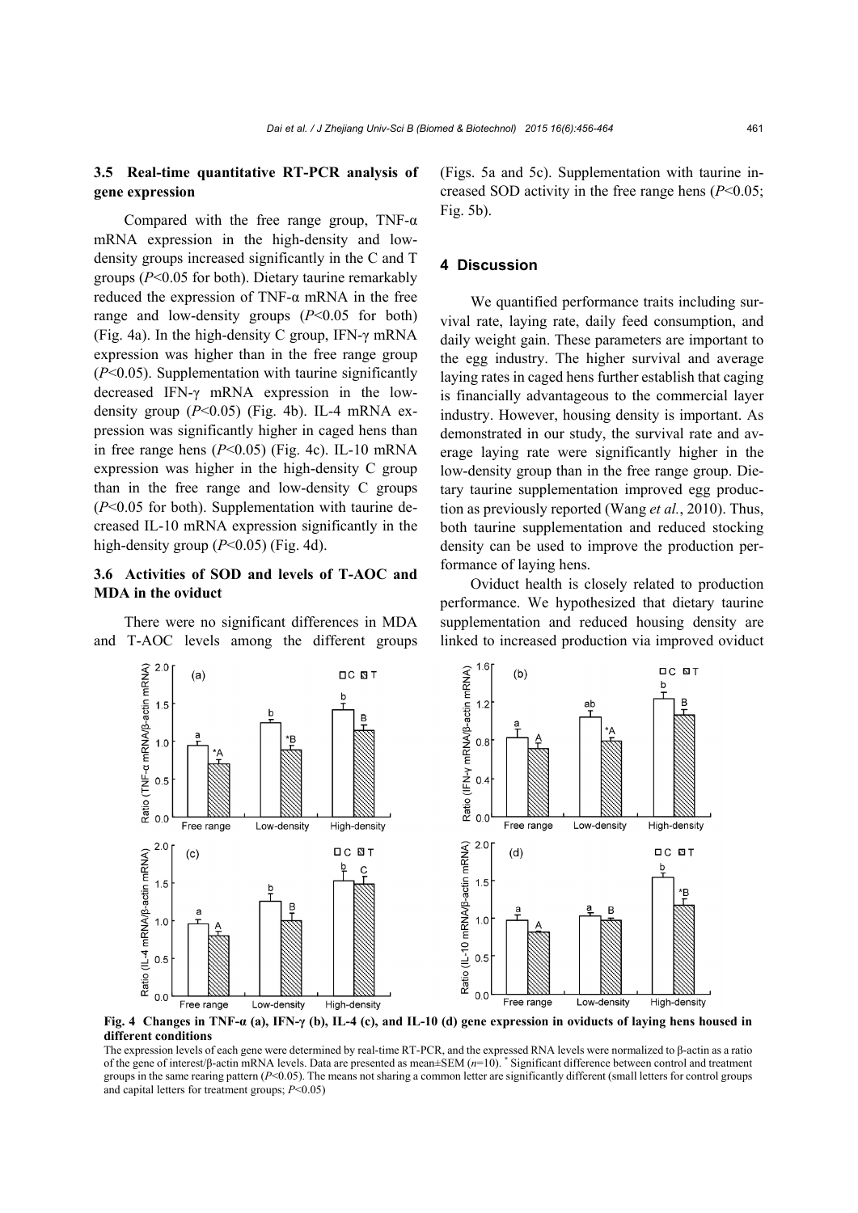### 3.5 Real-time quantitative RT-PCR analysis of gene expression

Compared with the free range group, TNF-α mRNA expression in the high-density and low-density groups increased significantly in the C and T groups ($P<0.05$ for both). Dietary taurine remarkably reduced the expression of TNF-α mRNA in the free range and low-density groups ($P<0.05$ for both) (Fig. 4a). In the high-density C group, IFN-γ mRNA expression was higher than in the free range group ($P<0.05$). Supplementation with taurine significantly decreased IFN-γ mRNA expression in the low-density group ($P<0.05$) (Fig. 4b). IL-4 mRNA expression was significantly higher in caged hens than in free range hens ($P<0.05$) (Fig. 4c). IL-10 mRNA expression was higher in the high-density C group than in the free range and low-density C groups ($P<0.05$ for both). Supplementation with taurine decreased IL-10 mRNA expression significantly in the high-density group ($P<0.05$) (Fig. 4d).

### 3.6 Activities of SOD and levels of T-AOC and MDA in the oviduct

There were no significant differences in MDA and T-AOC levels among the different groups (Figs. 5a and 5c). Supplementation with taurine increased SOD activity in the free range hens ($P<0.05$; Fig. 5b).

## 4 Discussion

We quantified performance traits including survival rate, laying rate, daily feed consumption, and daily weight gain. These parameters are important to the egg industry. The higher survival and average laying rates in caged hens further establish that caging is financially advantageous to the commercial layer industry. However, housing density is important. As demonstrated in our study, the survival rate and average laying rate were significantly higher in the low-density group than in the free range group. Dietary taurine supplementation improved egg production as previously reported (Wang *et al.*, 2010). Thus, both taurine supplementation and reduced stocking density can be used to improve the production performance of laying hens.

Oviduct health is closely related to production performance. We hypothesized that dietary taurine supplementation and reduced housing density are linked to increased production via improved oviduct

**Fig. 4 Changes in TNF-α (a), IFN-γ (b), IL-4 (c), and IL-10 (d) gene expression in oviducts of laying hens housed in different conditions**

The expression levels of each gene were determined by real-time RT-PCR, and the expressed RNA levels were normalized to β-actin as a ratio of the gene of interest/β-actin mRNA levels. Data are presented as mean±SEM ($n$=10). * Significant difference between control and treatment groups in the same rearing pattern ($P<0.05$). The means not sharing a common letter are significantly different (small letters for control groups and capital letters for treatment groups; $P<0.05$)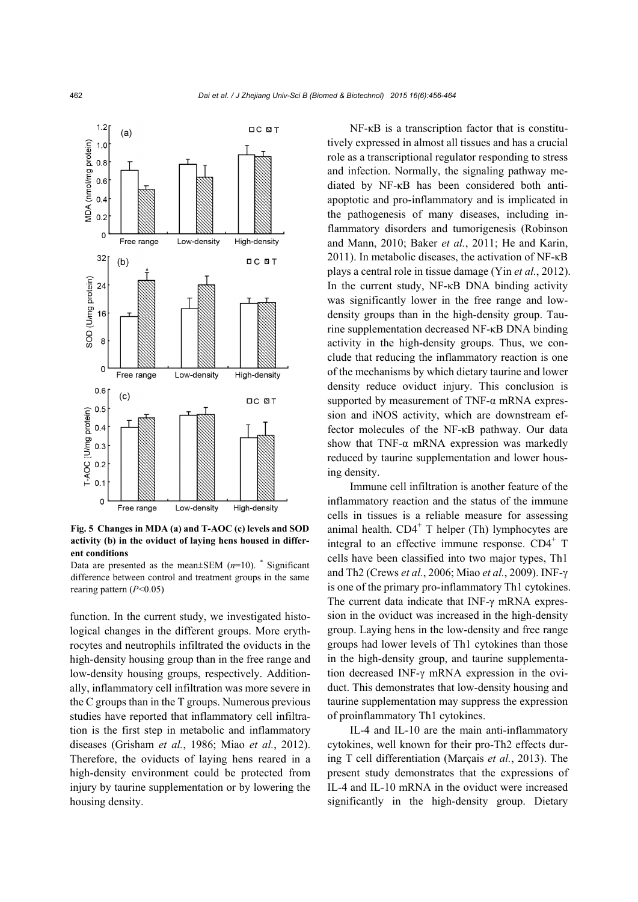Fig. 5 Changes in MDA (a) and T-AOC (c) levels and SOD activity (b) in the oviduct of laying hens housed in different conditions

Data are presented as the mean±SEM ($n$=10). * Significant difference between control and treatment groups in the same rearing pattern ($P$<0.05)

function. In the current study, we investigated histological changes in the different groups. More erythrocytes and neutrophils infiltrated the oviducts in the high-density housing group than in the free range and low-density housing groups, respectively. Additionally, inflammatory cell infiltration was more severe in the C groups than in the T groups. Numerous previous studies have reported that inflammatory cell infiltration is the first step in metabolic and inflammatory diseases (Grisham *et al.*, 1986; Miao *et al.*, 2012). Therefore, the oviducts of laying hens reared in a high-density environment could be protected from injury by taurine supplementation or by lowering the housing density.

NF-κB is a transcription factor that is constitutively expressed in almost all tissues and has a crucial role as a transcriptional regulator responding to stress and infection. Normally, the signaling pathway mediated by NF-κB has been considered both anti-apoptotic and pro-inflammatory and is implicated in the pathogenesis of many diseases, including inflammatory disorders and tumorigenesis (Robinson and Mann, 2010; Baker *et al.*, 2011; He and Karin, 2011). In metabolic diseases, the activation of NF-κB plays a central role in tissue damage (Yin *et al.*, 2012). In the current study, NF-κB DNA binding activity was significantly lower in the free range and low-density groups than in the high-density group. Taurine supplementation decreased NF-κB DNA binding activity in the high-density groups. Thus, we conclude that reducing the inflammatory reaction is one of the mechanisms by which dietary taurine and lower density reduce oviduct injury. This conclusion is supported by measurement of TNF-α mRNA expression and iNOS activity, which are downstream effector molecules of the NF-κB pathway. Our data show that TNF-α mRNA expression was markedly reduced by taurine supplementation and lower housing density.

Immune cell infiltration is another feature of the inflammatory reaction and the status of the immune cells in tissues is a reliable measure for assessing animal health. $CD4^+$ T helper (Th) lymphocytes are integral to an effective immune response. $CD4^+$ T cells have been classified into two major types, Th1 and Th2 (Crews *et al.*, 2006; Miao *et al.*, 2009). INF-γ is one of the primary pro-inflammatory Th1 cytokines. The current data indicate that INF-γ mRNA expression in the oviduct was increased in the high-density group. Laying hens in the low-density and free range groups had lower levels of Th1 cytokines than those in the high-density group, and taurine supplementation decreased INF-γ mRNA expression in the oviduct. This demonstrates that low-density housing and taurine supplementation may suppress the expression of proinflammatory Th1 cytokines.

IL-4 and IL-10 are the main anti-inflammatory cytokines, well known for their pro-Th2 effects during T cell differentiation (Marçais *et al.*, 2013). The present study demonstrates that the expressions of IL-4 and IL-10 mRNA in the oviduct were increased significantly in the high-density group. Dietary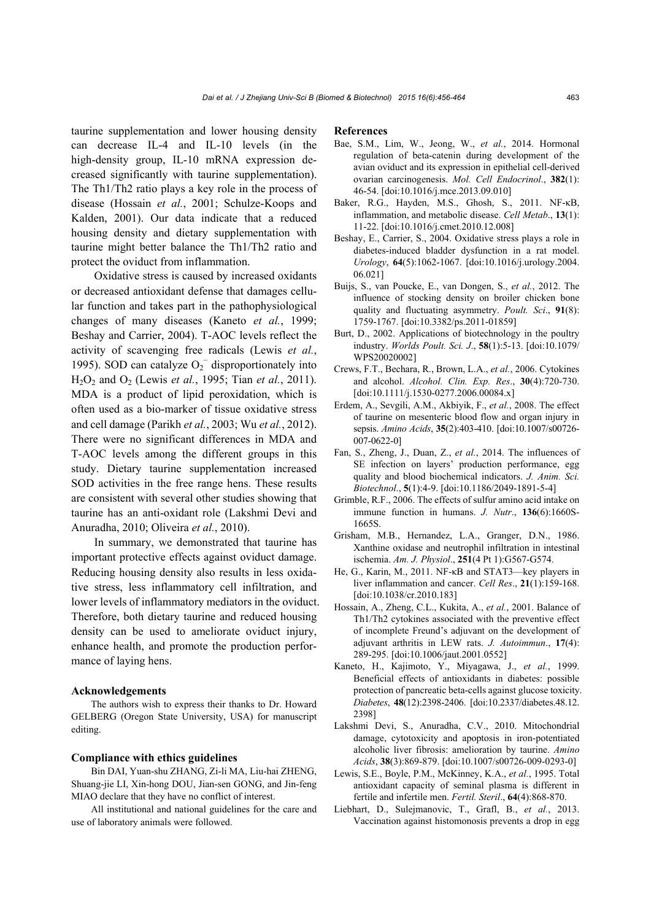taurine supplementation and lower housing density can decrease IL-4 and IL-10 levels (in the high-density group, IL-10 mRNA expression decreased significantly with taurine supplementation). The Th1/Th2 ratio plays a key role in the process of disease (Hossain *et al.*, 2001; Schulze-Koops and Kalden, 2001). Our data indicate that a reduced housing density and dietary supplementation with taurine might better balance the Th1/Th2 ratio and protect the oviduct from inflammation.

Oxidative stress is caused by increased oxidants or decreased antioxidant defense that damages cellular function and takes part in the pathophysiological changes of many diseases (Kaneto *et al.*, 1999; Beshay and Carrier, 2004). T-AOC levels reflect the activity of scavenging free radicals (Lewis *et al.*, 1995). SOD can catalyze $O_2^-$ disproportionately into $H_2O_2$ and $O_2$ (Lewis *et al.*, 1995; Tian *et al.*, 2011). MDA is a product of lipid peroxidation, which is often used as a bio-marker of tissue oxidative stress and cell damage (Parikh *et al.*, 2003; Wu *et al.*, 2012). There were no significant differences in MDA and T-AOC levels among the different groups in this study. Dietary taurine supplementation increased SOD activities in the free range hens. These results are consistent with several other studies showing that taurine has an anti-oxidant role (Lakshmi Devi and Anuradha, 2010; Oliveira *et al.*, 2010).

In summary, we demonstrated that taurine has important protective effects against oviduct damage. Reducing housing density also results in less oxidative stress, less inflammatory cell infiltration, and lower levels of inflammatory mediators in the oviduct. Therefore, both dietary taurine and reduced housing density can be used to ameliorate oviduct injury, enhance health, and promote the production performance of laying hens.

### Acknowledgements

The authors wish to express their thanks to Dr. Howard GELBERG (Oregon State University, USA) for manuscript editing.

### Compliance with ethics guidelines

Bin DAI, Yuan-shu ZHANG, Zi-li MA, Liu-hai ZHENG, Shuang-jie LI, Xin-hong DOU, Jian-sen GONG, and Jin-feng MIAO declare that they have no conflict of interest.

All institutional and national guidelines for the care and use of laboratory animals were followed.

### References

Bae, S.M., Lim, W., Jeong, W., *et al.*, 2014. Hormonal regulation of beta-catenin during development of the avian oviduct and its expression in epithelial cell-derived ovarian carcinogenesis. *Mol. Cell Endocrinol.*, **382**(1): 46-54. [doi:10.1016/j.mce.2013.09.010]

Baker, R.G., Hayden, M.S., Ghosh, S., 2011. NF-κB, inflammation, and metabolic disease. *Cell Metab.*, **13**(1): 11-22. [doi:10.1016/j.cmet.2010.12.008]

Beshay, E., Carrier, S., 2004. Oxidative stress plays a role in diabetes-induced bladder dysfunction in a rat model. *Urology*, **64**(5):1062-1067. [doi:10.1016/j.urology.2004.06.021]

Buijs, S., van Poucke, E., van Dongen, S., *et al.*, 2012. The influence of stocking density on broiler chicken bone quality and fluctuating asymmetry. *Poult. Sci.*, **91**(8): 1759-1767. [doi:10.3382/ps.2011-01859]

Burt, D., 2002. Applications of biotechnology in the poultry industry. *Worlds Poult. Sci. J.*, **58**(1):5-13. [doi:10.1079/WPS20020002]

Crews, F.T., Bechara, R., Brown, L.A., *et al.*, 2006. Cytokines and alcohol. *Alcohol. Clin. Exp. Res.*, **30**(4):720-730. [doi:10.1111/j.1530-0277.2006.00084.x]

Erdem, A., Sevgili, A.M., Akbiyik, F., *et al.*, 2008. The effect of taurine on mesenteric blood flow and organ injury in sepsis. *Amino Acids*, **35**(2):403-410. [doi:10.1007/s00726-007-0622-0]

Fan, S., Zheng, J., Duan, Z., *et al.*, 2014. The influences of SE infection on layers' production performance, egg quality and blood biochemical indicators. *J. Anim. Sci. Biotechnol.*, **5**(1):4-9. [doi:10.1186/2049-1891-5-4]

Grimble, R.F., 2006. The effects of sulfur amino acid intake on immune function in humans. *J. Nutr.*, **136**(6):1660S-1665S.

Grisham, M.B., Hernandez, L.A., Granger, D.N., 1986. Xanthine oxidase and neutrophil infiltration in intestinal ischemia. *Am. J. Physiol.*, **251**(4 Pt 1):G567-G574.

He, G., Karin, M., 2011. NF-κB and STAT3—key players in liver inflammation and cancer. *Cell Res.*, **21**(1):159-168. [doi:10.1038/cr.2010.183]

Hossain, A., Zheng, C.L., Kukita, A., *et al.*, 2001. Balance of Th1/Th2 cytokines associated with the preventive effect of incomplete Freund's adjuvant on the development of adjuvant arthritis in LEW rats. *J. Autoimmun.*, **17**(4): 289-295. [doi:10.1006/jaut.2001.0552]

Kaneto, H., Kajimoto, Y., Miyagawa, J., *et al.*, 1999. Beneficial effects of antioxidants in diabetes: possible protection of pancreatic beta-cells against glucose toxicity. *Diabetes*, **48**(12):2398-2406. [doi:10.2337/diabetes.48.12.2398]

Lakshmi Devi, S., Anuradha, C.V., 2010. Mitochondrial damage, cytotoxicity and apoptosis in iron-potentiated alcoholic liver fibrosis: amelioration by taurine. *Amino Acids*, **38**(3):869-879. [doi:10.1007/s00726-009-0293-0]

Lewis, S.E., Boyle, P.M., McKinney, K.A., *et al.*, 1995. Total antioxidant capacity of seminal plasma is different in fertile and infertile men. *Fertil. Steril.*, **64**(4):868-870.

Liebhart, D., Sulejmanovic, T., Grafl, B., *et al.*, 2013. Vaccination against histomonosis prevents a drop in egg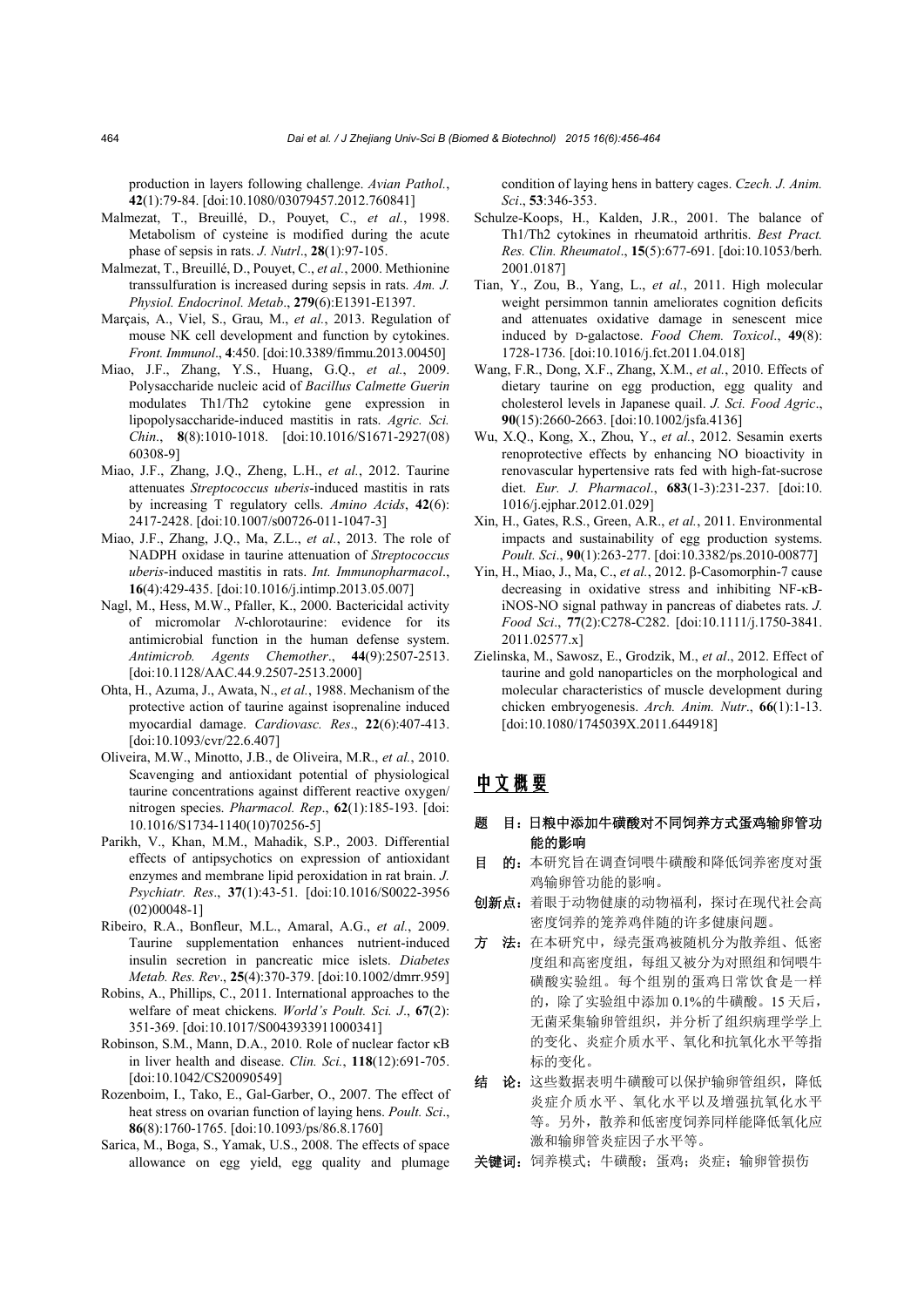production in layers following challenge. *Avian Pathol.*, **42**(1):79-84. [doi:10.1080/03079457.2012.760841]

Malmezat, T., Breuillé, D., Pouyet, C., *et al.*, 1998. Metabolism of cysteine is modified during the acute phase of sepsis in rats. *J. Nutrl.*, **28**(1):97-105.

Malmezat, T., Breuillé, D., Pouyet, C., *et al.*, 2000. Methionine transsulfuration is increased during sepsis in rats. *Am. J. Physiol. Endocrinol. Metab.*, **279**(6):E1391-E1397.

Marçais, A., Viel, S., Grau, M., *et al.*, 2013. Regulation of mouse NK cell development and function by cytokines. *Front. Immunol.*, **4**:450. [doi:10.3389/fimmu.2013.00450]

Miao, J.F., Zhang, Y.S., Huang, G.Q., *et al.*, 2009. Polysaccharide nucleic acid of *Bacillus Calmette Guerin* modulates Th1/Th2 cytokine gene expression in lipopolysaccharide-induced mastitis in rats. *Agric. Sci. Chin.*, **8**(8):1010-1018. [doi:10.1016/S1671-2927(08)60308-9]

Miao, J.F., Zhang, J.Q., Zheng, L.H., *et al.*, 2012. Taurine attenuates *Streptococcus uberis*-induced mastitis in rats by increasing T regulatory cells. *Amino Acids*, **42**(6):2417-2428. [doi:10.1007/s00726-011-1047-3]

Miao, J.F., Zhang, J.Q., Ma, Z.L., *et al.*, 2013. The role of NADPH oxidase in taurine attenuation of *Streptococcus uberis*-induced mastitis in rats. *Int. Immunopharmacol.*, **16**(4):429-435. [doi:10.1016/j.intimp.2013.05.007]

Nagl, M., Hess, M.W., Pfaller, K., 2000. Bactericidal activity of micromolar *N*-chlorotaurine: evidence for its antimicrobial function in the human defense system. *Antimicrob. Agents Chemother.*, **44**(9):2507-2513. [doi:10.1128/AAC.44.9.2507-2513.2000]

Ohta, H., Azuma, J., Awata, N., *et al.*, 1988. Mechanism of the protective action of taurine against isoprenaline induced myocardial damage. *Cardiovasc. Res.*, **22**(6):407-413. [doi:10.1093/cvr/22.6.407]

Oliveira, M.W., Minotto, J.B., de Oliveira, M.R., *et al.*, 2010. Scavenging and antioxidant potential of physiological taurine concentrations against different reactive oxygen/nitrogen species. *Pharmacol. Rep.*, **62**(1):185-193. [doi:10.1016/S1734-1140(10)70256-5]

Parikh, V., Khan, M.M., Mahadik, S.P., 2003. Differential effects of antipsychotics on expression of antioxidant enzymes and membrane lipid peroxidation in rat brain. *J. Psychiatr. Res.*, **37**(1):43-51. [doi:10.1016/S0022-3956(02)00048-1]

Ribeiro, R.A., Bonfleur, M.L., Amaral, A.G., *et al.*, 2009. Taurine supplementation enhances nutrient-induced insulin secretion in pancreatic mice islets. *Diabetes Metab. Res. Rev.*, **25**(4):370-379. [doi:10.1002/dmrr.959]

Robins, A., Phillips, C., 2011. International approaches to the welfare of meat chickens. *World's Poult. Sci. J.*, **67**(2):351-369. [doi:10.1017/S0043933911000341]

Robinson, S.M., Mann, D.A., 2010. Role of nuclear factor κB in liver health and disease. *Clin. Sci.*, **118**(12):691-705. [doi:10.1042/CS20090549]

Rozenboim, I., Tako, E., Gal-Garber, O., 2007. The effect of heat stress on ovarian function of laying hens. *Poult. Sci.*, **86**(8):1760-1765. [doi:10.1093/ps/86.8.1760]

Sarica, M., Boga, S., Yamak, U.S., 2008. The effects of space allowance on egg yield, egg quality and plumage condition of laying hens in battery cages. *Czech. J. Anim. Sci.*, **53**:346-353.

Schulze-Koops, H., Kalden, J.R., 2001. The balance of Th1/Th2 cytokines in rheumatoid arthritis. *Best Pract. Res. Clin. Rheumatol.*, **15**(5):677-691. [doi:10.1053/berh.2001.0187]

Tian, Y., Zou, B., Yang, L., *et al.*, 2011. High molecular weight persimmon tannin ameliorates cognition deficits and attenuates oxidative damage in senescent mice induced by D-galactose. *Food Chem. Toxicol.*, **49**(8):1728-1736. [doi:10.1016/j.fct.2011.04.018]

Wang, F.R., Dong, X.F., Zhang, X.M., *et al.*, 2010. Effects of dietary taurine on egg production, egg quality and cholesterol levels in Japanese quail. *J. Sci. Food Agric.*, **90**(15):2660-2663. [doi:10.1002/jsfa.4136]

Wu, X.Q., Kong, X., Zhou, Y., *et al.*, 2012. Sesamin exerts renoprotective effects by enhancing NO bioactivity in renovascular hypertensive rats fed with high-fat-sucrose diet. *Eur. J. Pharmacol.*, **683**(1-3):231-237. [doi:10.1016/j.ejphar.2012.01.029]

Xin, H., Gates, R.S., Green, A.R., *et al.*, 2011. Environmental impacts and sustainability of egg production systems. *Poult. Sci.*, **90**(1):263-277. [doi:10.3382/ps.2010-00877]

Yin, H., Miao, J., Ma, C., *et al.*, 2012. β-Casomorphin-7 cause decreasing in oxidative stress and inhibiting NF-κB-iNOS-NO signal pathway in pancreas of diabetes rats. *J. Food Sci.*, **77**(2):C278-C282. [doi:10.1111/j.1750-3841.2011.02577.x]

Zielinska, M., Sawosz, E., Grodzik, M., *et al.*, 2012. Effect of taurine and gold nanoparticles on the morphological and molecular characteristics of muscle development during chicken embryogenesis. *Arch. Anim. Nutr.*, **66**(1):1-13. [doi:10.1080/1745039X.2011.644918]

## 中文概要

**题　目：** 日粮中添加牛磺酸对不同饲养方式蛋鸡输卵管功能的影响

**目　的：** 本研究旨在调查饲喂牛磺酸和降低饲养密度对蛋鸡输卵管功能的影响。

**创新点：** 着眼于动物健康的动物福利，探讨在现代社会高密度饲养的笼养鸡伴随的许多健康问题。

**方　法：** 在本研究中，绿壳蛋鸡被随机分为散养组、低密度组和高密度组，每组又被分为对照组和饲喂牛磺酸实验组。每个组别的蛋鸡日常饮食是一样的，除了实验组中添加 0.1%的牛磺酸。15 天后，无菌采集输卵管组织，并分析了组织病理学上的变化、炎症介质水平、氧化和抗氧化水平等指标的变化。

**结　论：** 这些数据表明牛磺酸可以保护输卵管组织，降低炎症介质水平、氧化水平以及增强抗氧化水平等。另外，散养和低密度饲养同样能降低氧化应激和输卵管炎症因子水平等。

**关键词：** 饲养模式；牛磺酸；蛋鸡；炎症；输卵管损伤